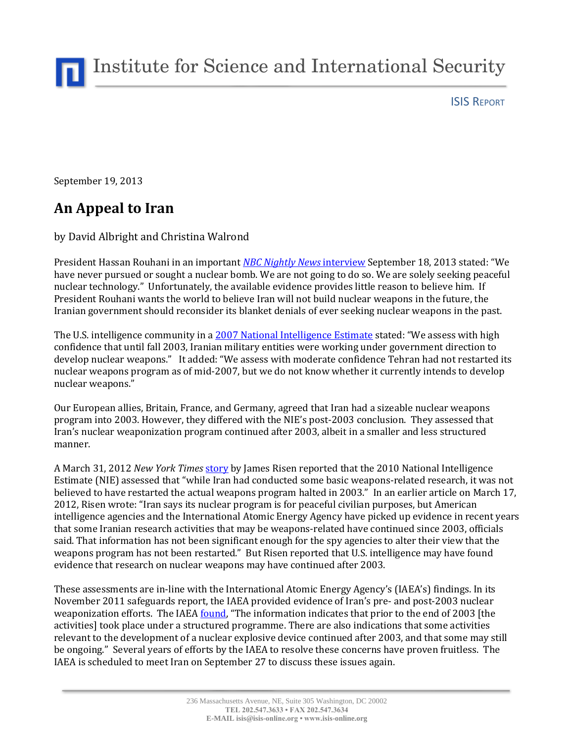Institute for Science and International Security

ISIS REPORT

September 19, 2013

# An Appeal to Iran

by David Albright and Christina Walrond

President Hassan Rouhani in an important *NBC Nightly News* interview September 18, 2013 stated: "We have never pursued or sought a nuclear bomb. We are not going to do so. We are solely seeking peaceful nuclear technology." Unfortunately, the available evidence provides little reason to believe him. If President Rouhani wants the world to believe Iran will not build nuclear weapons in the future, the Iranian government should reconsider its blanket denials of ever seeking nuclear weapons in the past.

The U.S. intelligence community in a 2007 National Intelligence Estimate stated: "We assess with high confidence that until fall 2003, Iranian military entities were working under government direction to develop nuclear weapons." It added: "We assess with moderate confidence Tehran had not restarted its nuclear weapons program as of mid-2007, but we do not know whether it currently intends to develop nuclear weapons."

Our European allies, Britain, France, and Germany, agreed that Iran had a sizeable nuclear weapons program into 2003. However, they differed with the NIE's post-2003 conclusion. They assessed that Iran's nuclear weaponization program continued after 2003, albeit in a smaller and less structured manner.

A March 31, 2012 *New York Times* story by James Risen reported that the 2010 National Intelligence Estimate (NIE) assessed that "while Iran had conducted some basic weapons-related research, it was not believed to have restarted the actual weapons program halted in 2003." In an earlier article on March 17, 2012, Risen wrote: "Iran says its nuclear program is for peaceful civilian purposes, but American intelligence agencies and the International Atomic Energy Agency have picked up evidence in recent years that some Iranian research activities that may be weapons-related have continued since 2003, officials said. That information has not been significant enough for the spy agencies to alter their view that the weapons program has not been restarted." But Risen reported that U.S. intelligence may have found evidence that research on nuclear weapons may have continued after 2003.

These assessments are in-line with the International Atomic Energy Agency's (IAEA's) findings. In its November 2011 safeguards report, the IAEA provided evidence of Iran's pre- and post-2003 nuclear weaponization efforts. The IAEA found, "The information indicates that prior to the end of 2003 [the activities] took place under a structured programme. There are also indications that some activities relevant to the development of a nuclear explosive device continued after 2003, and that some may still be ongoing." Several years of efforts by the IAEA to resolve these concerns have proven fruitless. The IAEA is scheduled to meet Iran on September 27 to discuss these issues again.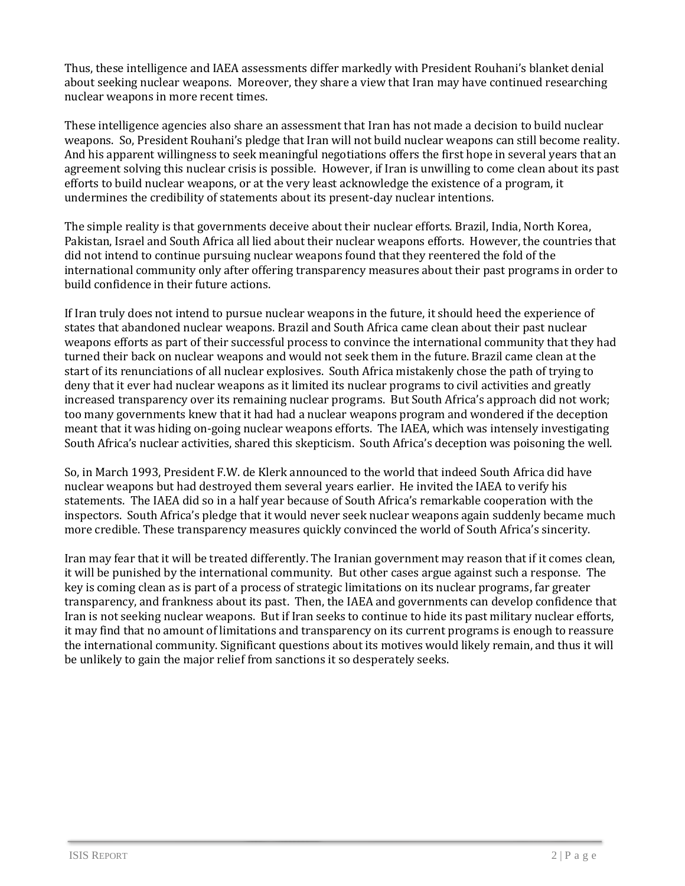Thus, these intelligence and IAEA assessments differ markedly with President Rouhani's blanket denial about seeking nuclear weapons. Moreover, they share a view that Iran may have continued researching nuclear weapons in more recent times.

These intelligence agencies also share an assessment that Iran has not made a decision to build nuclear weapons. So, President Rouhani's pledge that Iran will not build nuclear weapons can still become reality. And his apparent willingness to seek meaningful negotiations offers the first hope in several years that an agreement solving this nuclear crisis is possible. However, if Iran is unwilling to come clean about its past efforts to build nuclear weapons, or at the very least acknowledge the existence of a program, it undermines the credibility of statements about its present-day nuclear intentions.

The simple reality is that governments deceive about their nuclear efforts. Brazil, India, North Korea, Pakistan, Israel and South Africa all lied about their nuclear weapons efforts. However, the countries that did not intend to continue pursuing nuclear weapons found that they reentered the fold of the international community only after offering transparency measures about their past programs in order to build confidence in their future actions.

If Iran truly does not intend to pursue nuclear weapons in the future, it should heed the experience of states that abandoned nuclear weapons. Brazil and South Africa came clean about their past nuclear weapons efforts as part of their successful process to convince the international community that they had turned their back on nuclear weapons and would not seek them in the future. Brazil came clean at the start of its renunciations of all nuclear explosives. South Africa mistakenly chose the path of trying to deny that it ever had nuclear weapons as it limited its nuclear programs to civil activities and greatly increased transparency over its remaining nuclear programs. But South Africa's approach did not work; too many governments knew that it had had a nuclear weapons program and wondered if the deception meant that it was hiding on-going nuclear weapons efforts. The IAEA, which was intensely investigating South Africa's nuclear activities, shared this skepticism. South Africa's deception was poisoning the well.

So, in March 1993, President F.W. de Klerk announced to the world that indeed South Africa did have nuclear weapons but had destroyed them several years earlier. He invited the IAEA to verify his statements. The IAEA did so in a half year because of South Africa's remarkable cooperation with the inspectors. South Africa's pledge that it would never seek nuclear weapons again suddenly became much more credible. These transparency measures quickly convinced the world of South Africa's sincerity.

Iran may fear that it will be treated differently. The Iranian government may reason that if it comes clean, it will be punished by the international community. But other cases argue against such a response. The key is coming clean as is part of a process of strategic limitations on its nuclear programs, far greater transparency, and frankness about its past. Then, the IAEA and governments can develop confidence that Iran is not seeking nuclear weapons. But if Iran seeks to continue to hide its past military nuclear efforts, it may find that no amount of limitations and transparency on its current programs is enough to reassure the international community. Significant questions about its motives would likely remain, and thus it will be unlikely to gain the major relief from sanctions it so desperately seeks.